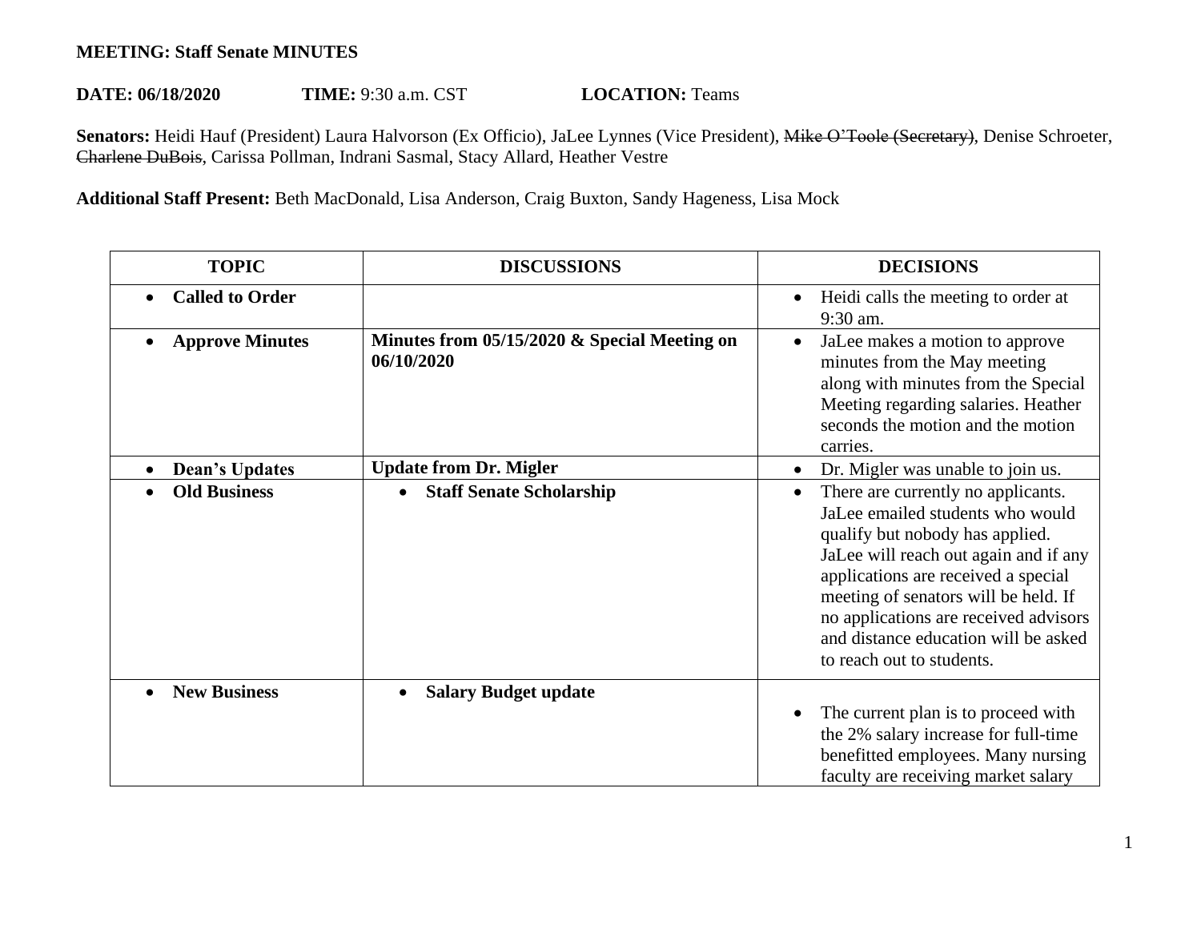**MEETING: Staff Senate MINUTES**

**DATE: 06/18/2020** **TIME:** 9:30 a.m. CST **LOCATION:** Teams

**Senators:** Heidi Hauf (President) Laura Halvorson (Ex Officio), JaLee Lynnes (Vice President), ~~Mike O'Toole (Secretary)~~, Denise Schroeter, ~~Charlene DuBois~~, Carissa Pollman, Indrani Sasmal, Stacy Allard, Heather Vestre

**Additional Staff Present:** Beth MacDonald, Lisa Anderson, Craig Buxton, Sandy Hageness, Lisa Mock

| TOPIC | DISCUSSIONS | DECISIONS |
|---|---|---|
| • **Called to Order** | | • Heidi calls the meeting to order at 9:30 am. |
| • **Approve Minutes** | **Minutes from 05/15/2020 & Special Meeting on 06/10/2020** | • JaLee makes a motion to approve minutes from the May meeting along with minutes from the Special Meeting regarding salaries. Heather seconds the motion and the motion carries. |
| • **Dean's Updates** | **Update from Dr. Migler** | • Dr. Migler was unable to join us. |
| • **Old Business** | • **Staff Senate Scholarship** | • There are currently no applicants. JaLee emailed students who would qualify but nobody has applied. JaLee will reach out again and if any applications are received a special meeting of senators will be held. If no applications are received advisors and distance education will be asked to reach out to students. |
| • **New Business** | • **Salary Budget update** | • The current plan is to proceed with the 2% salary increase for full-time benefitted employees. Many nursing faculty are receiving market salary |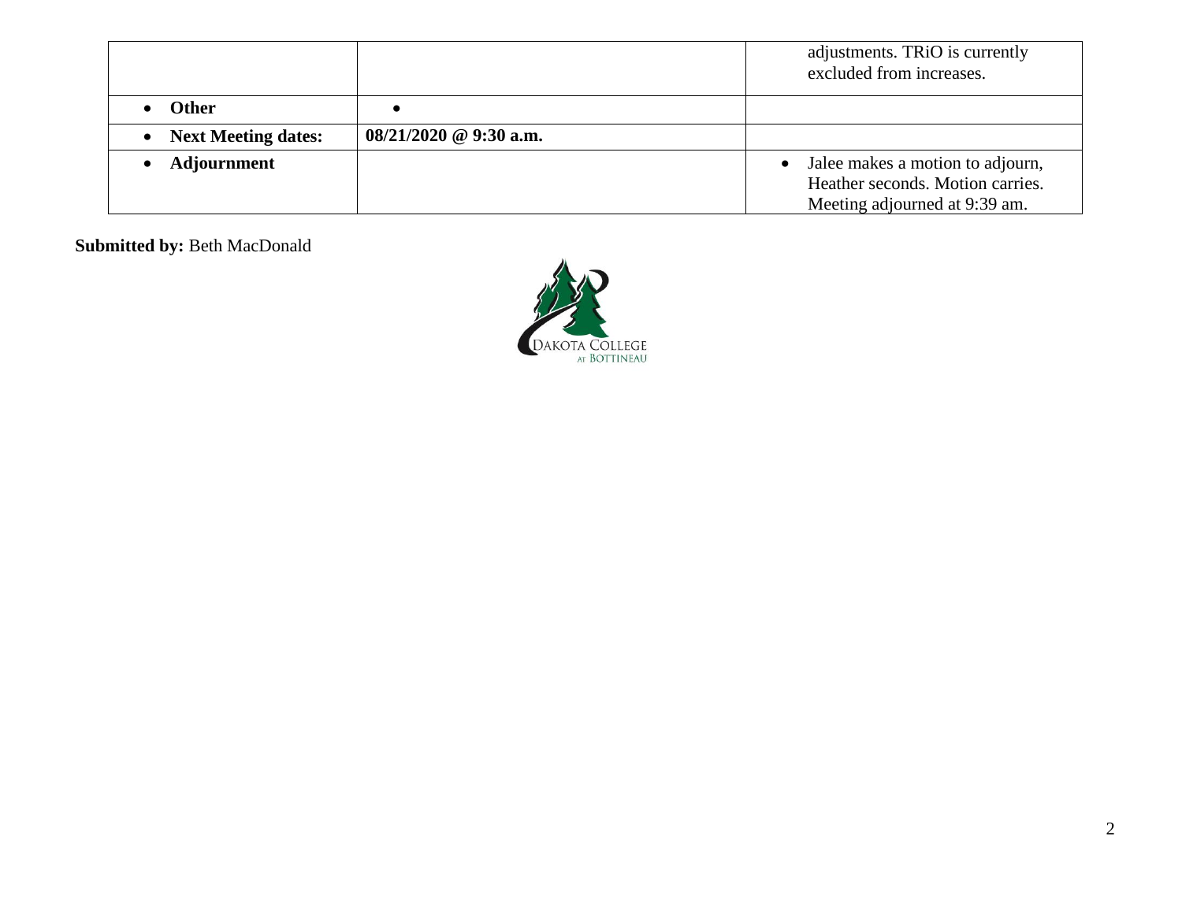| | | |
|---|---|---|
| | | adjustments. TRiO is currently excluded from increases. |
| • **Other** | • | |
| • **Next Meeting dates:** | **08/21/2020 @ 9:30 a.m.** | |
| • **Adjournment** | | • Jalee makes a motion to adjourn, Heather seconds. Motion carries. Meeting adjourned at 9:39 am. |

**Submitted by:** Beth MacDonald

DAKOTA COLLEGE AT BOTTINEAU